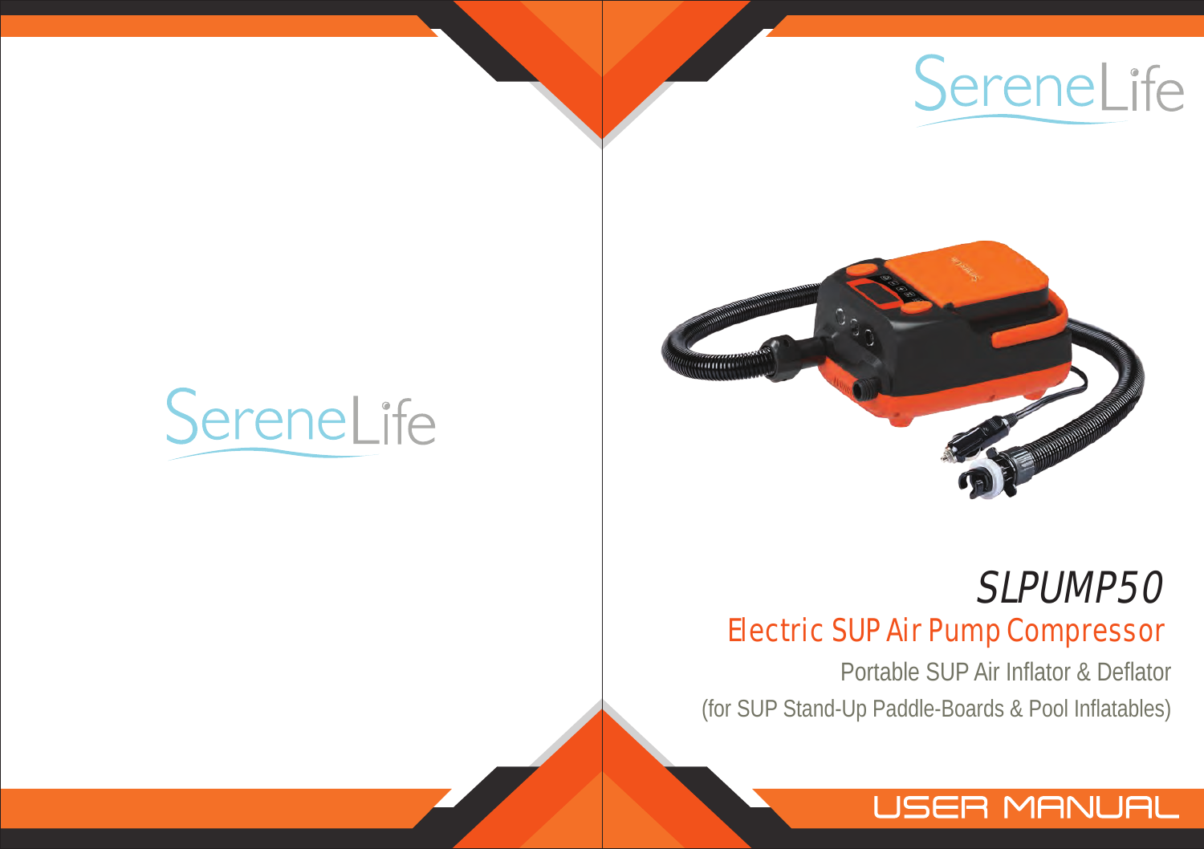SereneLife

SereneLife

# SLPUMP50

## Electric SUP Air Pump Compressor

Portable SUP Air Inflator & Deflator

(for SUP Stand-Up Paddle-Boards & Pool Inflatables)

USER MANUAL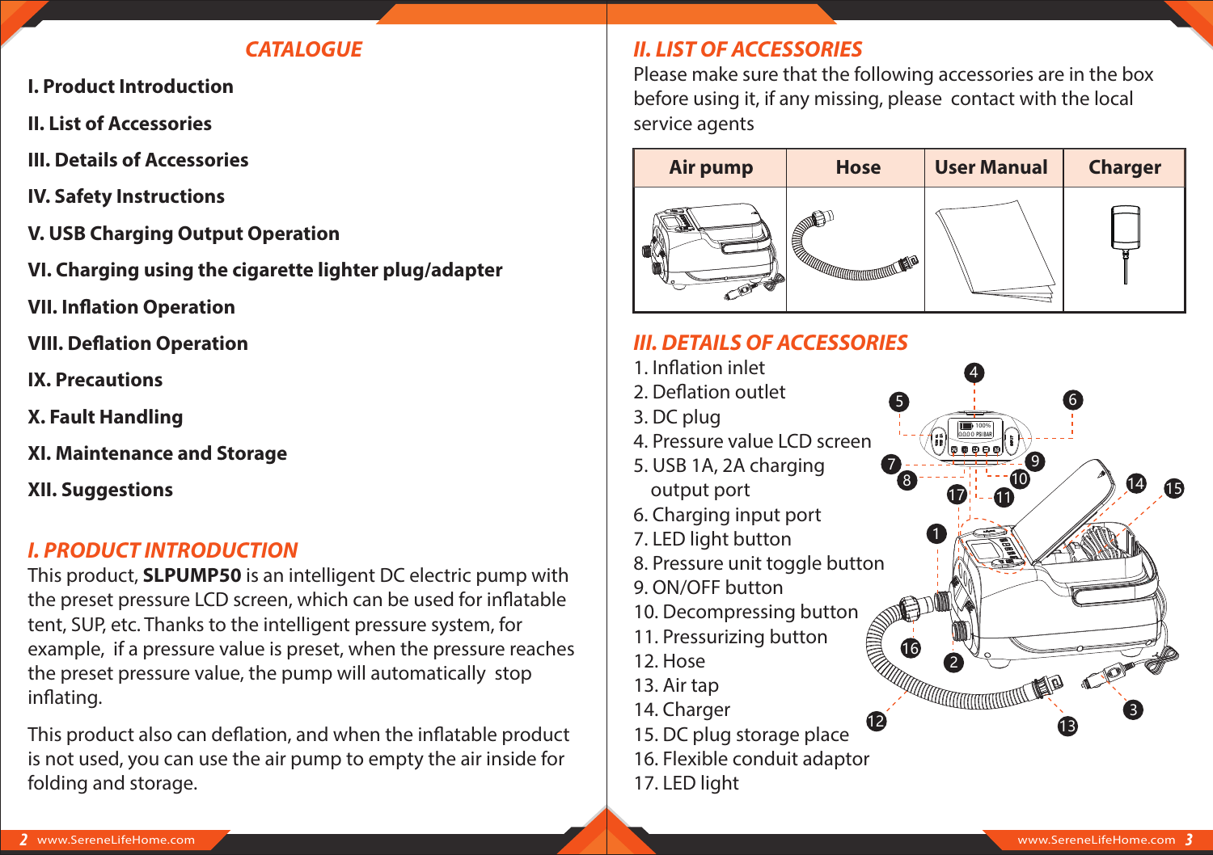## CATALOGUE

**I. Product Introduction**

**II. List of Accessories**

**III. Details of Accessories**

**IV. Safety Instructions**

**V. USB Charging Output Operation**

**VI. Charging using the cigarette lighter plug/adapter**

**VII. Inflation Operation**

**VIII. Deflation Operation**

**IX. Precautions**

**X. Fault Handling**

**XI. Maintenance and Storage**

**XII. Suggestions**

## *I. PRODUCT INTRODUCTION*

This product, **SLPUMP50** is an intelligent DC electric pump with the preset pressure LCD screen, which can be used for inflatable tent, SUP, etc. Thanks to the intelligent pressure system, for example, if a pressure value is preset, when the pressure reaches the preset pressure value, the pump will automatically stop inflating.

This product also can deflation, and when the inflatable product is not used, you can use the air pump to empty the air inside for folding and storage.

## *II. LIST OF ACCESSORIES*

Please make sure that the following accessories are in the box before using it, if any missing, please contact with the local service agents

| Air pump | Hose | User Manual | Charger |
|---|---|---|---|
| | | | |

## *III. DETAILS OF ACCESSORIES*

1. Inflation inlet
2. Deflation outlet
3. DC plug
4. Pressure value LCD screen
5. USB 1A, 2A charging output port
6. Charging input port
7. LED light button
8. Pressure unit toggle button
9. ON/OFF button
10. Decompressing button
11. Pressurizing button
12. Hose
13. Air tap
14. Charger
15. DC plug storage place
16. Flexible conduit adaptor
17. LED light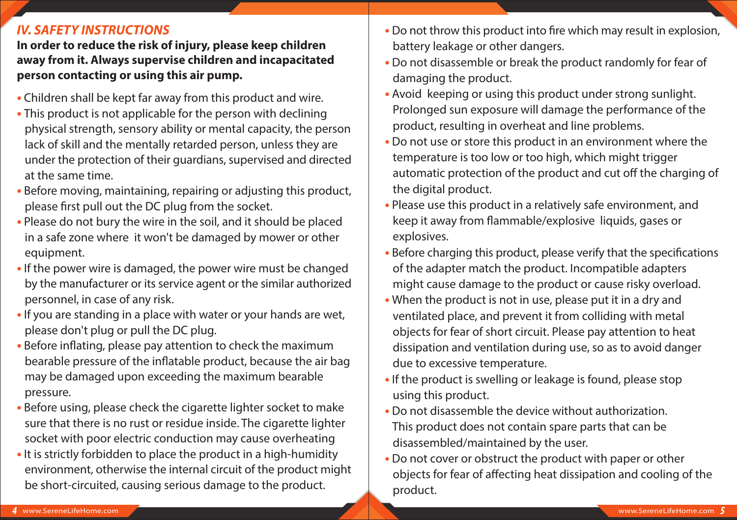## *IV. SAFETY INSTRUCTIONS*

**In order to reduce the risk of injury, please keep children away from it. Always supervise children and incapacitated person contacting or using this air pump.**

- Children shall be kept far away from this product and wire.
- This product is not applicable for the person with declining physical strength, sensory ability or mental capacity, the person lack of skill and the mentally retarded person, unless they are under the protection of their guardians, supervised and directed at the same time.
- Before moving, maintaining, repairing or adjusting this product, please first pull out the DC plug from the socket.
- Please do not bury the wire in the soil, and it should be placed in a safe zone where it won't be damaged by mower or other equipment.
- If the power wire is damaged, the power wire must be changed by the manufacturer or its service agent or the similar authorized personnel, in case of any risk.
- If you are standing in a place with water or your hands are wet, please don't plug or pull the DC plug.
- Before inflating, please pay attention to check the maximum bearable pressure of the inflatable product, because the air bag may be damaged upon exceeding the maximum bearable pressure.
- Before using, please check the cigarette lighter socket to make sure that there is no rust or residue inside. The cigarette lighter socket with poor electric conduction may cause overheating
- It is strictly forbidden to place the product in a high-humidity environment, otherwise the internal circuit of the product might be short-circuited, causing serious damage to the product.
- Do not throw this product into fire which may result in explosion, battery leakage or other dangers.
- Do not disassemble or break the product randomly for fear of damaging the product.
- Avoid keeping or using this product under strong sunlight. Prolonged sun exposure will damage the performance of the product, resulting in overheat and line problems.
- Do not use or store this product in an environment where the temperature is too low or too high, which might trigger automatic protection of the product and cut off the charging of the digital product.
- Please use this product in a relatively safe environment, and keep it away from flammable/explosive liquids, gases or explosives.
- Before charging this product, please verify that the specifications of the adapter match the product. Incompatible adapters might cause damage to the product or cause risky overload.
- When the product is not in use, please put it in a dry and ventilated place, and prevent it from colliding with metal objects for fear of short circuit. Please pay attention to heat dissipation and ventilation during use, so as to avoid danger due to excessive temperature.
- If the product is swelling or leakage is found, please stop using this product.
- Do not disassemble the device without authorization. This product does not contain spare parts that can be disassembled/maintained by the user.
- Do not cover or obstruct the product with paper or other objects for fear of affecting heat dissipation and cooling of the product.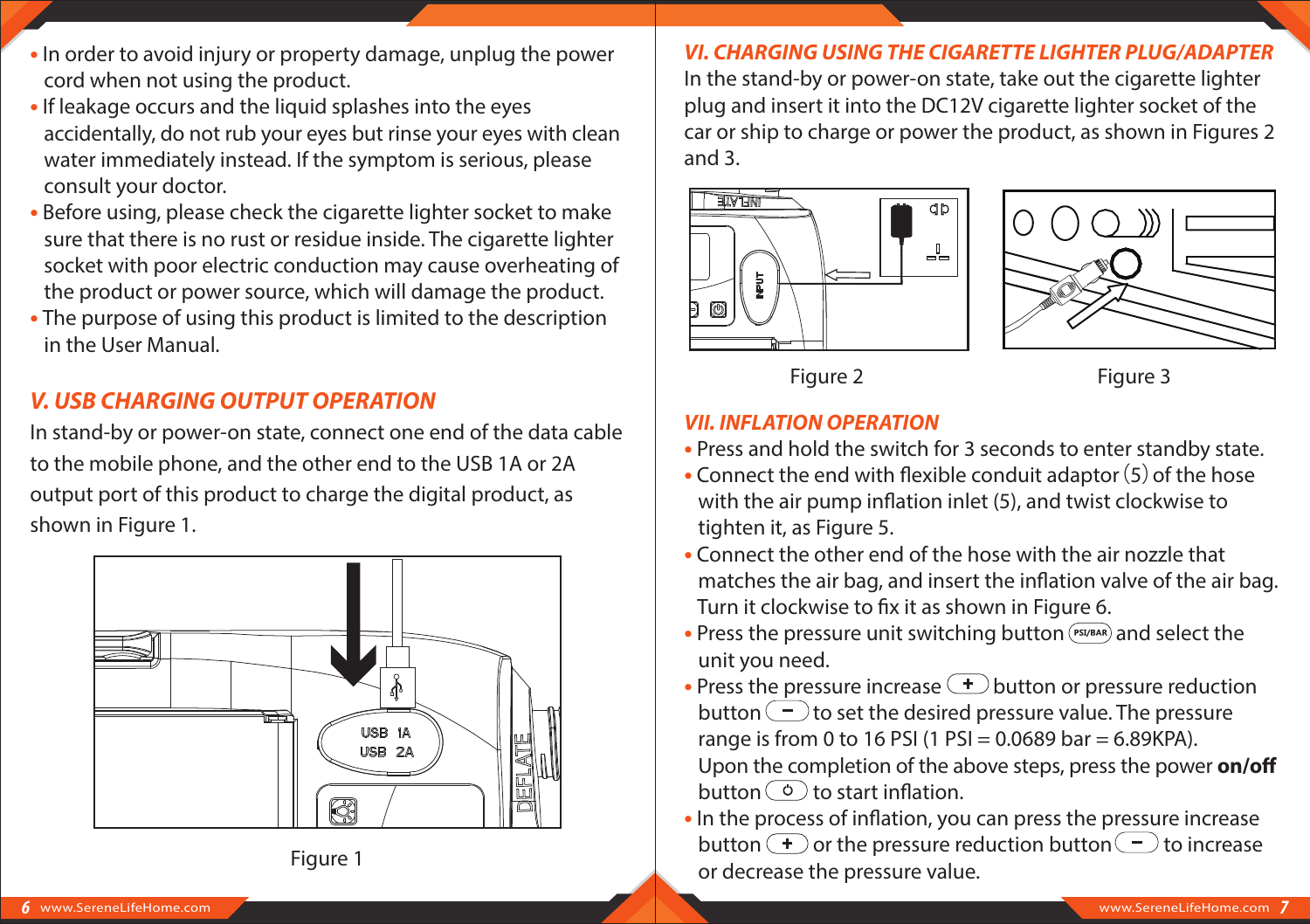- In order to avoid injury or property damage, unplug the power cord when not using the product.
- If leakage occurs and the liquid splashes into the eyes accidentally, do not rub your eyes but rinse your eyes with clean water immediately instead. If the symptom is serious, please consult your doctor.
- Before using, please check the cigarette lighter socket to make sure that there is no rust or residue inside. The cigarette lighter socket with poor electric conduction may cause overheating of the product or power source, which will damage the product.
- The purpose of using this product is limited to the description in the User Manual.

## *V. USB CHARGING OUTPUT OPERATION*

In stand-by or power-on state, connect one end of the data cable to the mobile phone, and the other end to the USB 1A or 2A output port of this product to charge the digital product, as shown in Figure 1.

USB 1A
USB 2A
DEFLATE

Figure 1

## *VI. CHARGING USING THE CIGARETTE LIGHTER PLUG/ADAPTER*

In the stand-by or power-on state, take out the cigarette lighter plug and insert it into the DC12V cigarette lighter socket of the car or ship to charge or power the product, as shown in Figures 2 and 3.

INFLATE
INPUT

Figure 2

Figure 3

## *VII. INFLATION OPERATION*

- Press and hold the switch for 3 seconds to enter standby state.
- Connect the end with flexible conduit adaptor (5) of the hose with the air pump inflation inlet (5), and twist clockwise to tighten it, as Figure 5.
- Connect the other end of the hose with the air nozzle that matches the air bag, and insert the inflation valve of the air bag. Turn it clockwise to fix it as shown in Figure 6.
- Press the pressure unit switching button (PSI/BAR) and select the unit you need.
- Press the pressure increase (+) button or pressure reduction button (−) to set the desired pressure value. The pressure range is from 0 to 16 PSI (1 PSI = 0.0689 bar = 6.89KPA). Upon the completion of the above steps, press the power **on/off** button (⏻) to start inflation.
- In the process of inflation, you can press the pressure increase button (+) or the pressure reduction button (−) to increase or decrease the pressure value.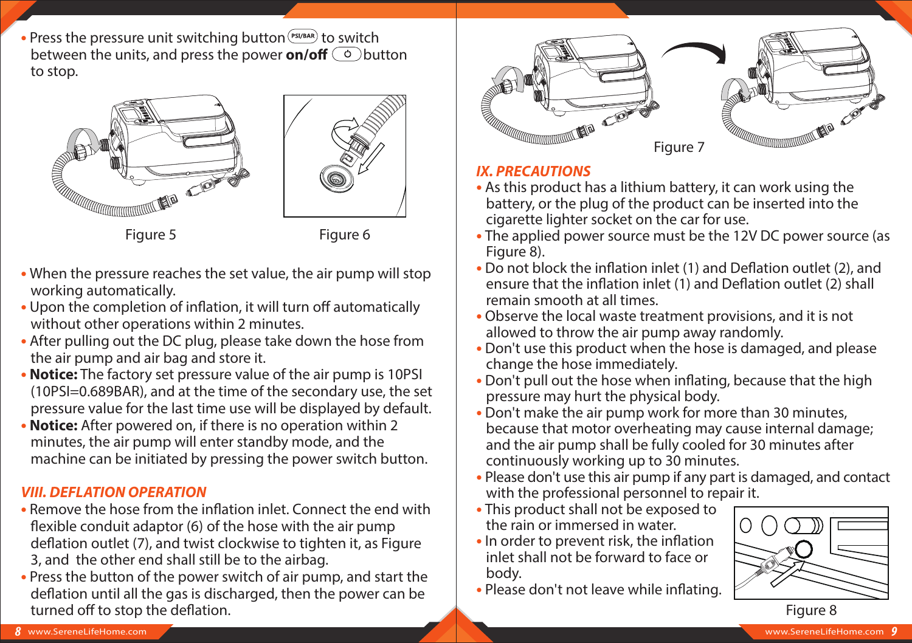- Press the pressure unit switching button (PSI/BAR) to switch between the units, and press the power **on/off** button to stop.

Figure 5

Figure 6

- When the pressure reaches the set value, the air pump will stop working automatically.
- Upon the completion of inflation, it will turn off automatically without other operations within 2 minutes.
- After pulling out the DC plug, please take down the hose from the air pump and air bag and store it.
- **Notice:** The factory set pressure value of the air pump is 10PSI (10PSI=0.689BAR), and at the time of the secondary use, the set pressure value for the last time use will be displayed by default.
- **Notice:** After powered on, if there is no operation within 2 minutes, the air pump will enter standby mode, and the machine can be initiated by pressing the power switch button.

## *VIII. DEFLATION OPERATION*

- Remove the hose from the inflation inlet. Connect the end with flexible conduit adaptor (6) of the hose with the air pump deflation outlet (7), and twist clockwise to tighten it, as Figure 3, and the other end shall still be to the airbag.
- Press the button of the power switch of air pump, and start the deflation until all the gas is discharged, then the power can be turned off to stop the deflation.

Figure 7

## *IX. PRECAUTIONS*

- As this product has a lithium battery, it can work using the battery, or the plug of the product can be inserted into the cigarette lighter socket on the car for use.
- The applied power source must be the 12V DC power source (as Figure 8).
- Do not block the inflation inlet (1) and Deflation outlet (2), and ensure that the inflation inlet (1) and Deflation outlet (2) shall remain smooth at all times.
- Observe the local waste treatment provisions, and it is not allowed to throw the air pump away randomly.
- Don't use this product when the hose is damaged, and please change the hose immediately.
- Don't pull out the hose when inflating, because that the high pressure may hurt the physical body.
- Don't make the air pump work for more than 30 minutes, because that motor overheating may cause internal damage; and the air pump shall be fully cooled for 30 minutes after continuously working up to 30 minutes.
- Please don't use this air pump if any part is damaged, and contact with the professional personnel to repair it.
- This product shall not be exposed to the rain or immersed in water.
- In order to prevent risk, the inflation inlet shall not be forward to face or body.
- Please don't not leave while inflating.

Figure 8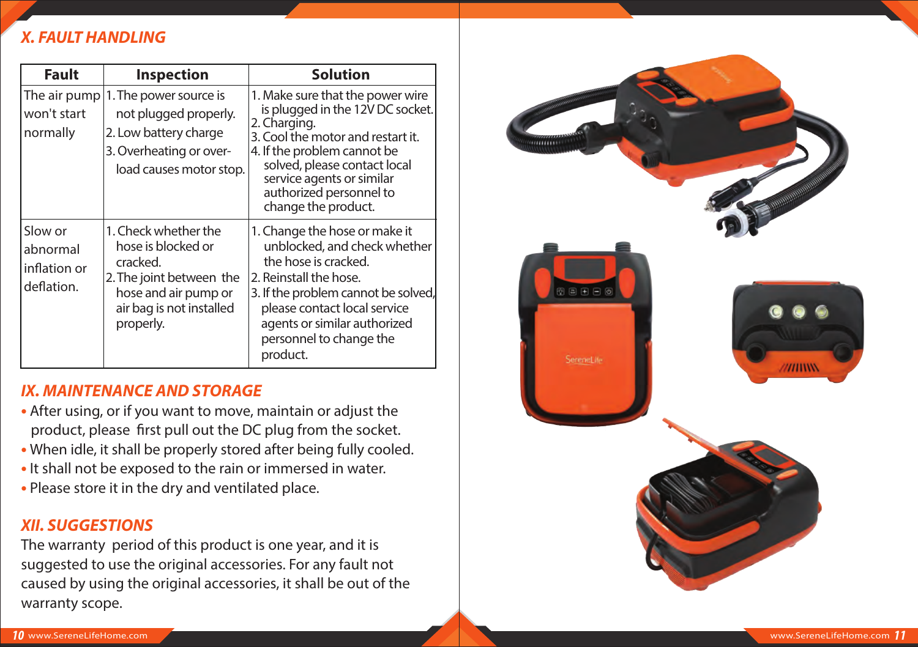## X. FAULT HANDLING

| Fault | Inspection | Solution |
|---|---|---|
| The air pump won't start normally | 1. The power source is not plugged properly.<br>2. Low battery charge<br>3. Overheating or over-load causes motor stop. | 1. Make sure that the power wire is plugged in the 12V DC socket.<br>2. Charging.<br>3. Cool the motor and restart it.<br>4. If the problem cannot be solved, please contact local service agents or similar authorized personnel to change the product. |
| Slow or abnormal inflation or deflation. | 1. Check whether the hose is blocked or cracked.<br>2. The joint between the hose and air pump or air bag is not installed properly. | 1. Change the hose or make it unblocked, and check whether the hose is cracked.<br>2. Reinstall the hose.<br>3. If the problem cannot be solved, please contact local service agents or similar authorized personnel to change the product. |

## IX. MAINTENANCE AND STORAGE

- After using, or if you want to move, maintain or adjust the product, please first pull out the DC plug from the socket.
- When idle, it shall be properly stored after being fully cooled.
- It shall not be exposed to the rain or immersed in water.
- Please store it in the dry and ventilated place.

## XII. SUGGESTIONS

The warranty period of this product is one year, and it is suggested to use the original accessories. For any fault not caused by using the original accessories, it shall be out of the warranty scope.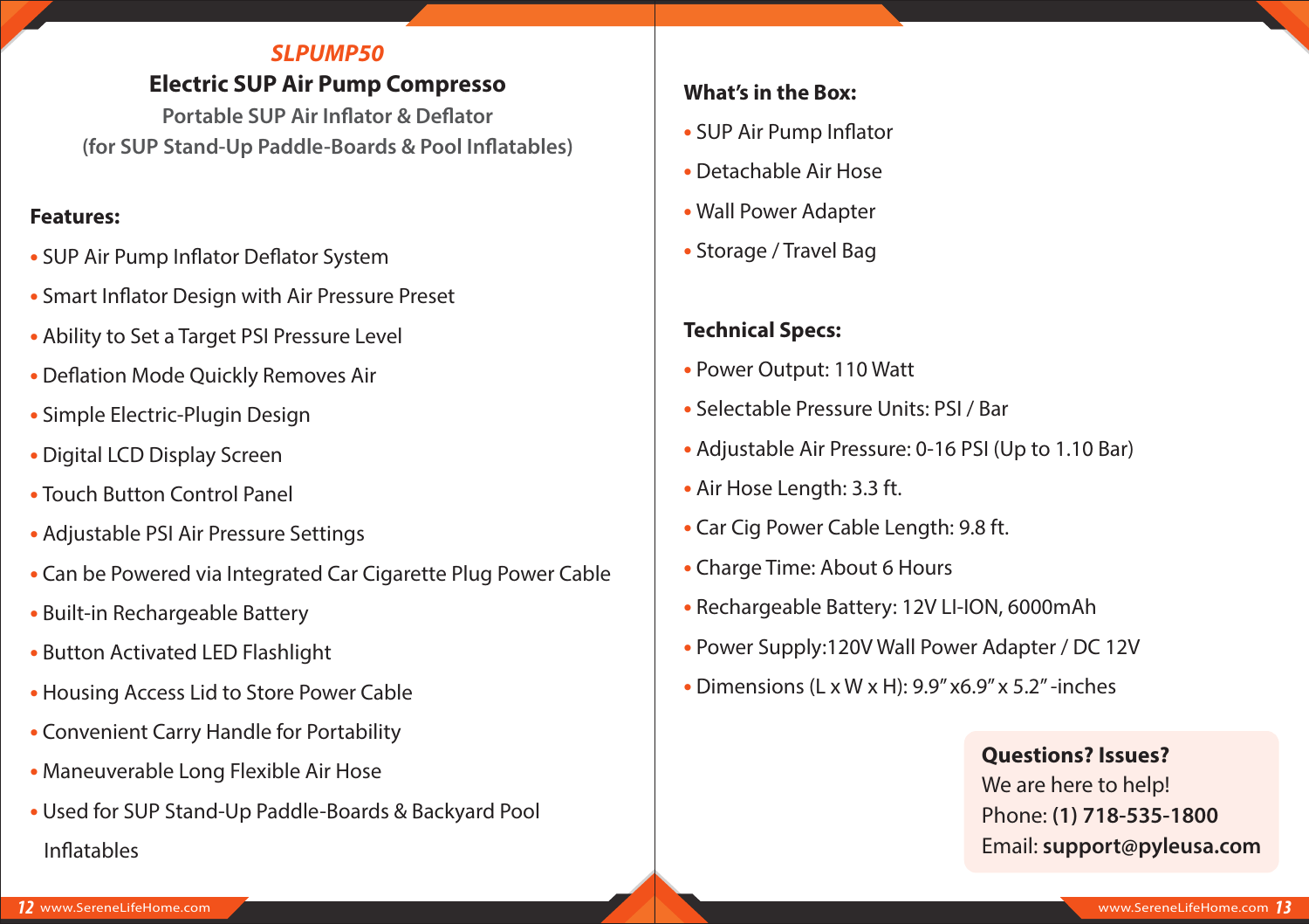*SLPUMP50*

## Electric SUP Air Pump Compresso

### Portable SUP Air Inflator & Deflator
### (for SUP Stand-Up Paddle-Boards & Pool Inflatables)

**Features:**

- SUP Air Pump Inflator Deflator System
- Smart Inflator Design with Air Pressure Preset
- Ability to Set a Target PSI Pressure Level
- Deflation Mode Quickly Removes Air
- Simple Electric-Plugin Design
- Digital LCD Display Screen
- Touch Button Control Panel
- Adjustable PSI Air Pressure Settings
- Can be Powered via Integrated Car Cigarette Plug Power Cable
- Built-in Rechargeable Battery
- Button Activated LED Flashlight
- Housing Access Lid to Store Power Cable
- Convenient Carry Handle for Portability
- Maneuverable Long Flexible Air Hose
- Used for SUP Stand-Up Paddle-Boards & Backyard Pool Inflatables

**What's in the Box:**

- SUP Air Pump Inflator
- Detachable Air Hose
- Wall Power Adapter
- Storage / Travel Bag

**Technical Specs:**

- Power Output: 110 Watt
- Selectable Pressure Units: PSI / Bar
- Adjustable Air Pressure: 0-16 PSI (Up to 1.10 Bar)
- Air Hose Length: 3.3 ft.
- Car Cig Power Cable Length: 9.8 ft.
- Charge Time: About 6 Hours
- Rechargeable Battery: 12V LI-ION, 6000mAh
- Power Supply:120V Wall Power Adapter / DC 12V
- Dimensions (L x W x H): 9.9" x6.9" x 5.2" -inches

**Questions? Issues?**
We are here to help!
Phone: **(1) 718-535-1800**
Email: **support@pyleusa.com**